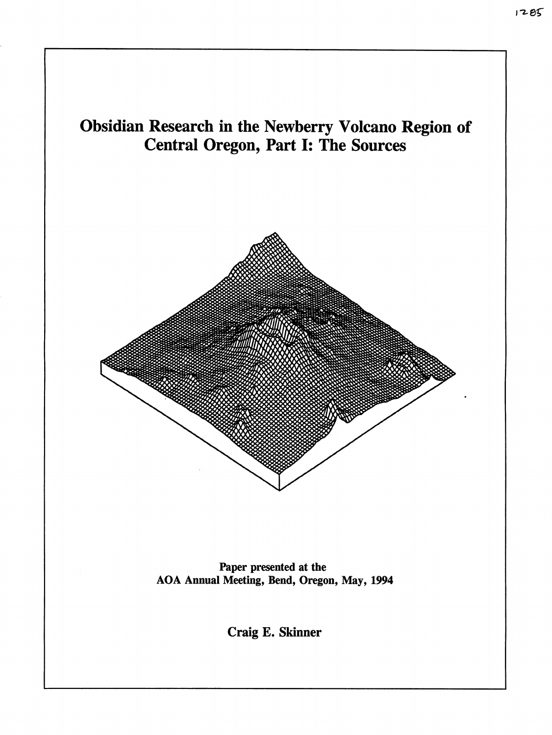1285

# Obsidian Research in the Newberry Volcano Region of Central Oregon, Part I: The Sources

Paper presented at the
AOA Annual Meeting, Bend, Oregon, May, 1994

**Craig E. Skinner**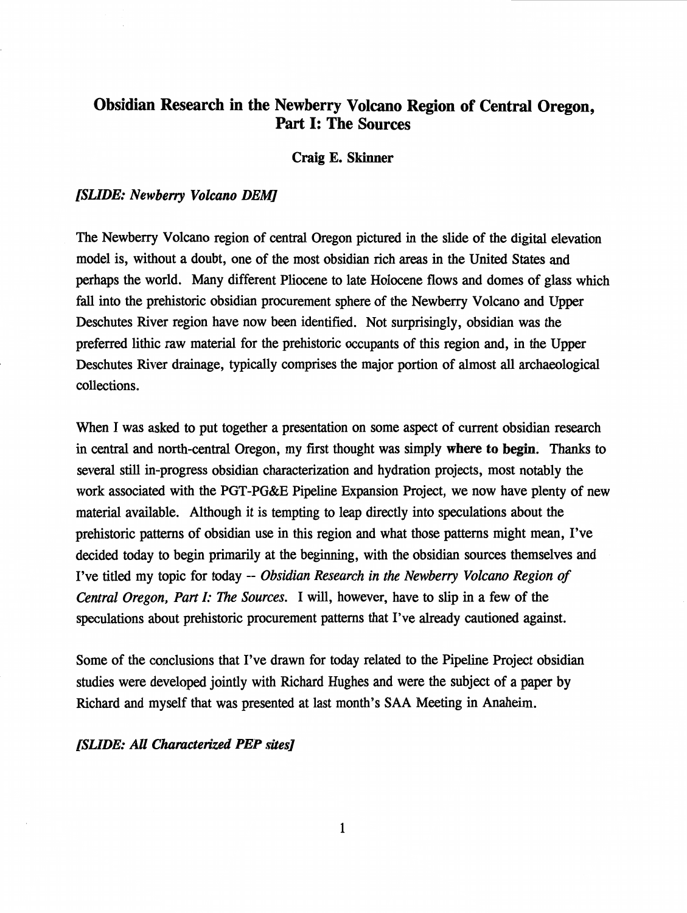# Obsidian Research in the Newberry Volcano Region of Central Oregon, Part I: The Sources

**Craig E. Skinner**

*[SLIDE: Newberry Volcano DEM]*

The Newberry Volcano region of central Oregon pictured in the slide of the digital elevation model is, without a doubt, one of the most obsidian rich areas in the United States and perhaps the world. Many different Pliocene to late Holocene flows and domes of glass which fall into the prehistoric obsidian procurement sphere of the Newberry Volcano and Upper Deschutes River region have now been identified. Not surprisingly, obsidian was the preferred lithic raw material for the prehistoric occupants of this region and, in the Upper Deschutes River drainage, typically comprises the major portion of almost all archaeological collections.

When I was asked to put together a presentation on some aspect of current obsidian research in central and north-central Oregon, my first thought was simply **where to begin**. Thanks to several still in-progress obsidian characterization and hydration projects, most notably the work associated with the PGT-PG&E Pipeline Expansion Project, we now have plenty of new material available. Although it is tempting to leap directly into speculations about the prehistoric patterns of obsidian use in this region and what those patterns might mean, I've decided today to begin primarily at the beginning, with the obsidian sources themselves and I've titled my topic for today -- *Obsidian Research in the Newberry Volcano Region of Central Oregon, Part I: The Sources.* I will, however, have to slip in a few of the speculations about prehistoric procurement patterns that I've already cautioned against.

Some of the conclusions that I've drawn for today related to the Pipeline Project obsidian studies were developed jointly with Richard Hughes and were the subject of a paper by Richard and myself that was presented at last month's SAA Meeting in Anaheim.

*[SLIDE: All Characterized PEP sites]*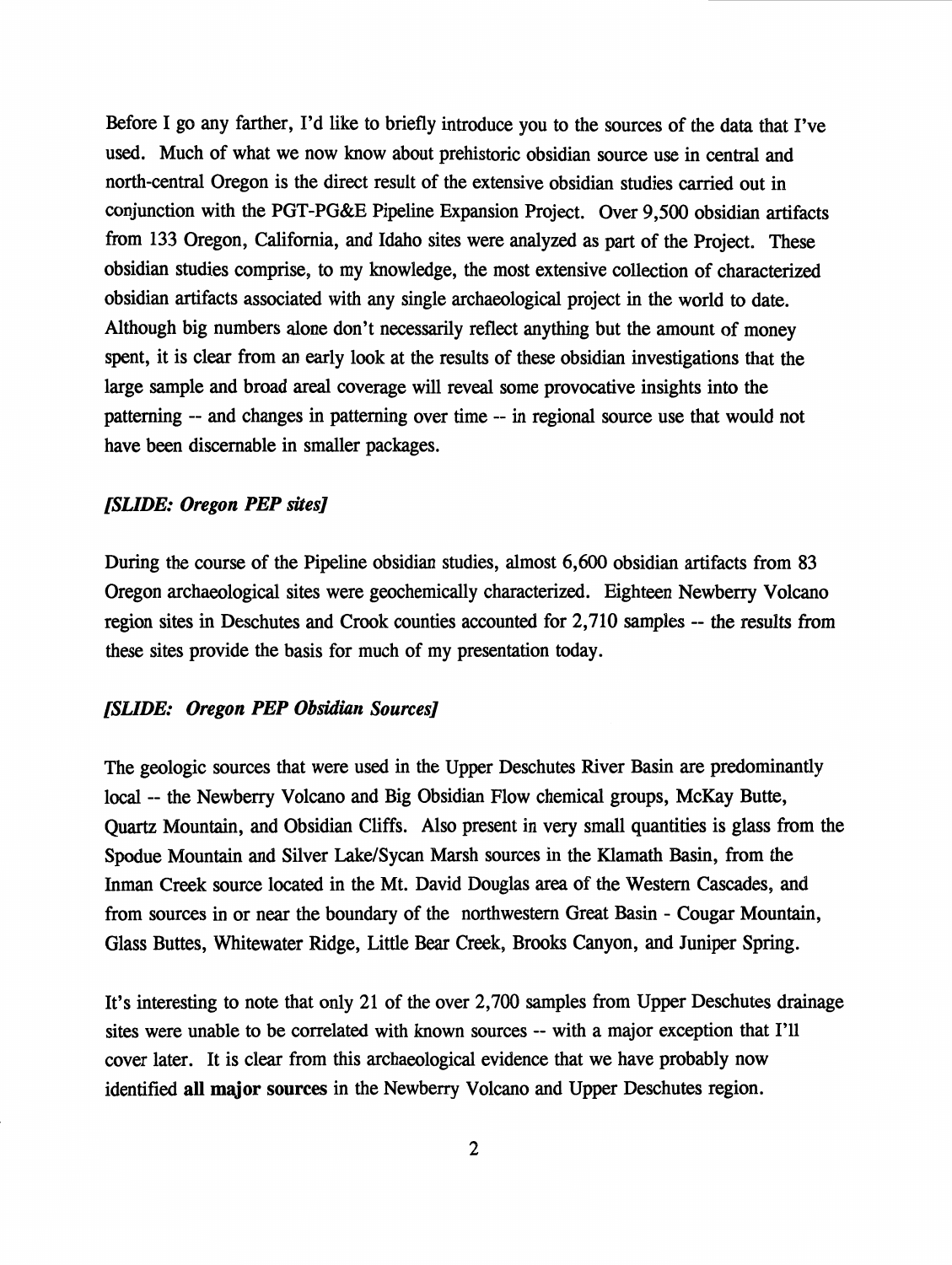Before I go any farther, I'd like to briefly introduce you to the sources of the data that I've used. Much of what we now know about prehistoric obsidian source use in central and north-central Oregon is the direct result of the extensive obsidian studies carried out in conjunction with the PGT-PG&E Pipeline Expansion Project. Over 9,500 obsidian artifacts from 133 Oregon, California, and Idaho sites were analyzed as part of the Project. These obsidian studies comprise, to my knowledge, the most extensive collection of characterized obsidian artifacts associated with any single archaeological project in the world to date. Although big numbers alone don't necessarily reflect anything but the amount of money spent, it is clear from an early look at the results of these obsidian investigations that the large sample and broad areal coverage will reveal some provocative insights into the patterning -- and changes in patterning over time -- in regional source use that would not have been discernable in smaller packages.

***[SLIDE: Oregon PEP sites]***

During the course of the Pipeline obsidian studies, almost 6,600 obsidian artifacts from 83 Oregon archaeological sites were geochemically characterized. Eighteen Newberry Volcano region sites in Deschutes and Crook counties accounted for 2,710 samples -- the results from these sites provide the basis for much of my presentation today.

***[SLIDE: Oregon PEP Obsidian Sources]***

The geologic sources that were used in the Upper Deschutes River Basin are predominantly local -- the Newberry Volcano and Big Obsidian Flow chemical groups, McKay Butte, Quartz Mountain, and Obsidian Cliffs. Also present in very small quantities is glass from the Spodue Mountain and Silver Lake/Sycan Marsh sources in the Klamath Basin, from the Inman Creek source located in the Mt. David Douglas area of the Western Cascades, and from sources in or near the boundary of the northwestern Great Basin - Cougar Mountain, Glass Buttes, Whitewater Ridge, Little Bear Creek, Brooks Canyon, and Juniper Spring.

It's interesting to note that only 21 of the over 2,700 samples from Upper Deschutes drainage sites were unable to be correlated with known sources -- with a major exception that I'll cover later. It is clear from this archaeological evidence that we have probably now identified **all major sources** in the Newberry Volcano and Upper Deschutes region.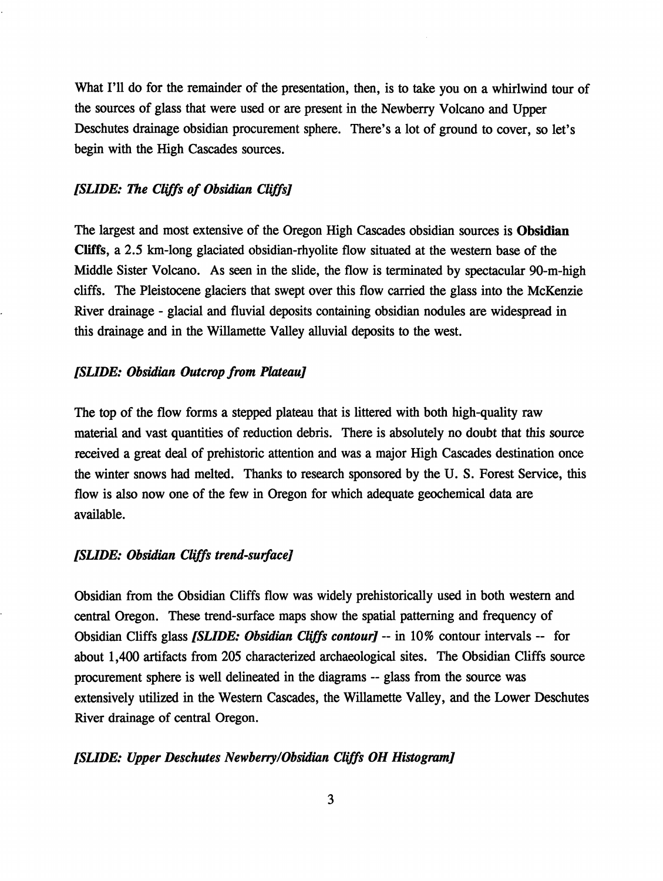What I'll do for the remainder of the presentation, then, is to take you on a whirlwind tour of the sources of glass that were used or are present in the Newberry Volcano and Upper Deschutes drainage obsidian procurement sphere. There's a lot of ground to cover, so let's begin with the High Cascades sources.

***[SLIDE: The Cliffs of Obsidian Cliffs]***

The largest and most extensive of the Oregon High Cascades obsidian sources is **Obsidian Cliffs**, a 2.5 km-long glaciated obsidian-rhyolite flow situated at the western base of the Middle Sister Volcano. As seen in the slide, the flow is terminated by spectacular 90-m-high cliffs. The Pleistocene glaciers that swept over this flow carried the glass into the McKenzie River drainage - glacial and fluvial deposits containing obsidian nodules are widespread in this drainage and in the Willamette Valley alluvial deposits to the west.

***[SLIDE: Obsidian Outcrop from Plateau]***

The top of the flow forms a stepped plateau that is littered with both high-quality raw material and vast quantities of reduction debris. There is absolutely no doubt that this source received a great deal of prehistoric attention and was a major High Cascades destination once the winter snows had melted. Thanks to research sponsored by the U. S. Forest Service, this flow is also now one of the few in Oregon for which adequate geochemical data are available.

***[SLIDE: Obsidian Cliffs trend-surface]***

Obsidian from the Obsidian Cliffs flow was widely prehistorically used in both western and central Oregon. These trend-surface maps show the spatial patterning and frequency of Obsidian Cliffs glass ***[SLIDE: Obsidian Cliffs contour]*** -- in 10% contour intervals -- for about 1,400 artifacts from 205 characterized archaeological sites. The Obsidian Cliffs source procurement sphere is well delineated in the diagrams -- glass from the source was extensively utilized in the Western Cascades, the Willamette Valley, and the Lower Deschutes River drainage of central Oregon.

***[SLIDE: Upper Deschutes Newberry/Obsidian Cliffs OH Histogram]***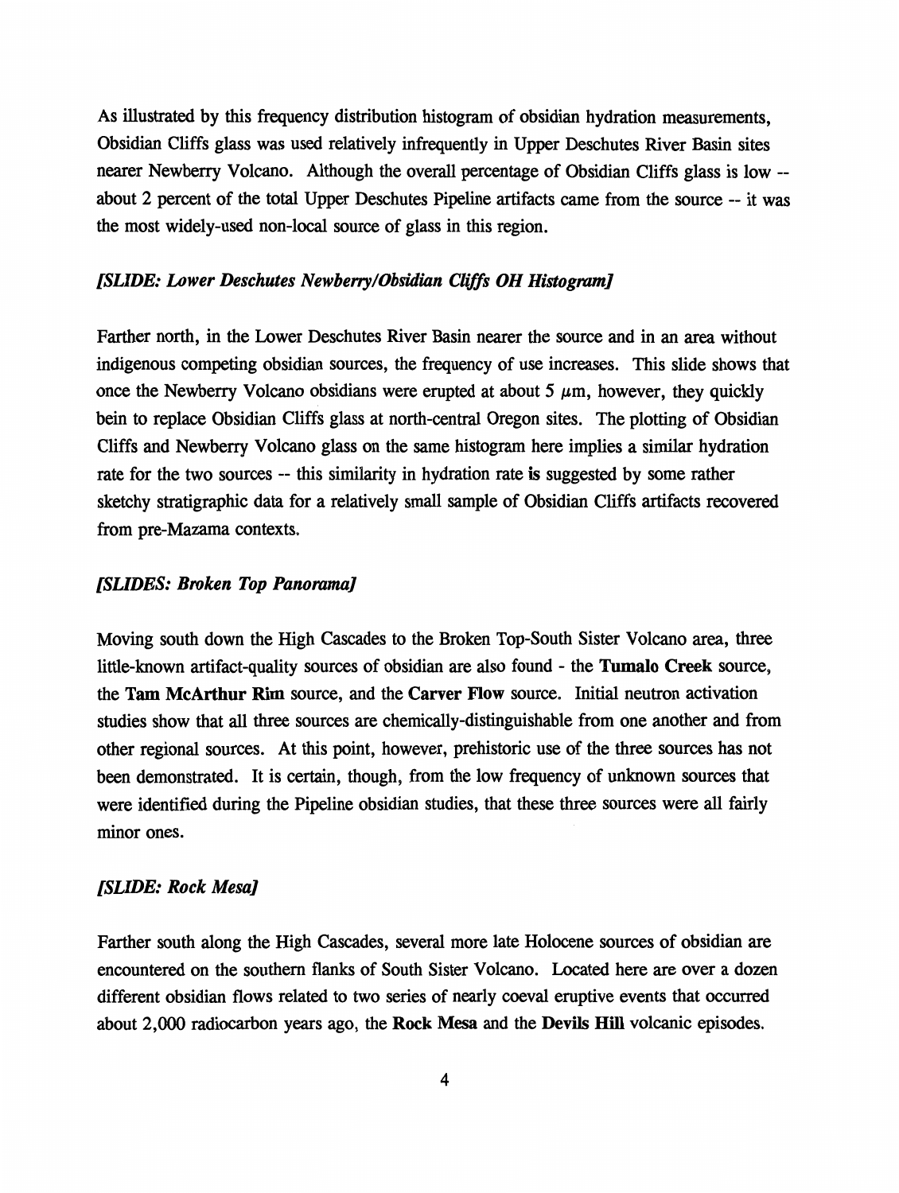As illustrated by this frequency distribution histogram of obsidian hydration measurements, Obsidian Cliffs glass was used relatively infrequently in Upper Deschutes River Basin sites nearer Newberry Volcano. Although the overall percentage of Obsidian Cliffs glass is low -- about 2 percent of the total Upper Deschutes Pipeline artifacts came from the source -- it was the most widely-used non-local source of glass in this region.

*[SLIDE: Lower Deschutes Newberry/Obsidian Cliffs OH Histogram]*

Farther north, in the Lower Deschutes River Basin nearer the source and in an area without indigenous competing obsidian sources, the frequency of use increases. This slide shows that once the Newberry Volcano obsidians were erupted at about 5 $\mu$m, however, they quickly bein to replace Obsidian Cliffs glass at north-central Oregon sites. The plotting of Obsidian Cliffs and Newberry Volcano glass on the same histogram here implies a similar hydration rate for the two sources -- this similarity in hydration rate **is** suggested by some rather sketchy stratigraphic data for a relatively small sample of Obsidian Cliffs artifacts recovered from pre-Mazama contexts.

*[SLIDES: Broken Top Panorama]*

Moving south down the High Cascades to the Broken Top-South Sister Volcano area, three little-known artifact-quality sources of obsidian are also found - the **Tumalo Creek** source, the **Tam McArthur Rim** source, and the **Carver Flow** source. Initial neutron activation studies show that all three sources are chemically-distinguishable from one another and from other regional sources. At this point, however, prehistoric use of the three sources has not been demonstrated. It is certain, though, from the low frequency of unknown sources that were identified during the Pipeline obsidian studies, that these three sources were all fairly minor ones.

*[SLIDE: Rock Mesa]*

Farther south along the High Cascades, several more late Holocene sources of obsidian are encountered on the southern flanks of South Sister Volcano. Located here are over a dozen different obsidian flows related to two series of nearly coeval eruptive events that occurred about 2,000 radiocarbon years ago, the **Rock Mesa** and the **Devils Hill** volcanic episodes.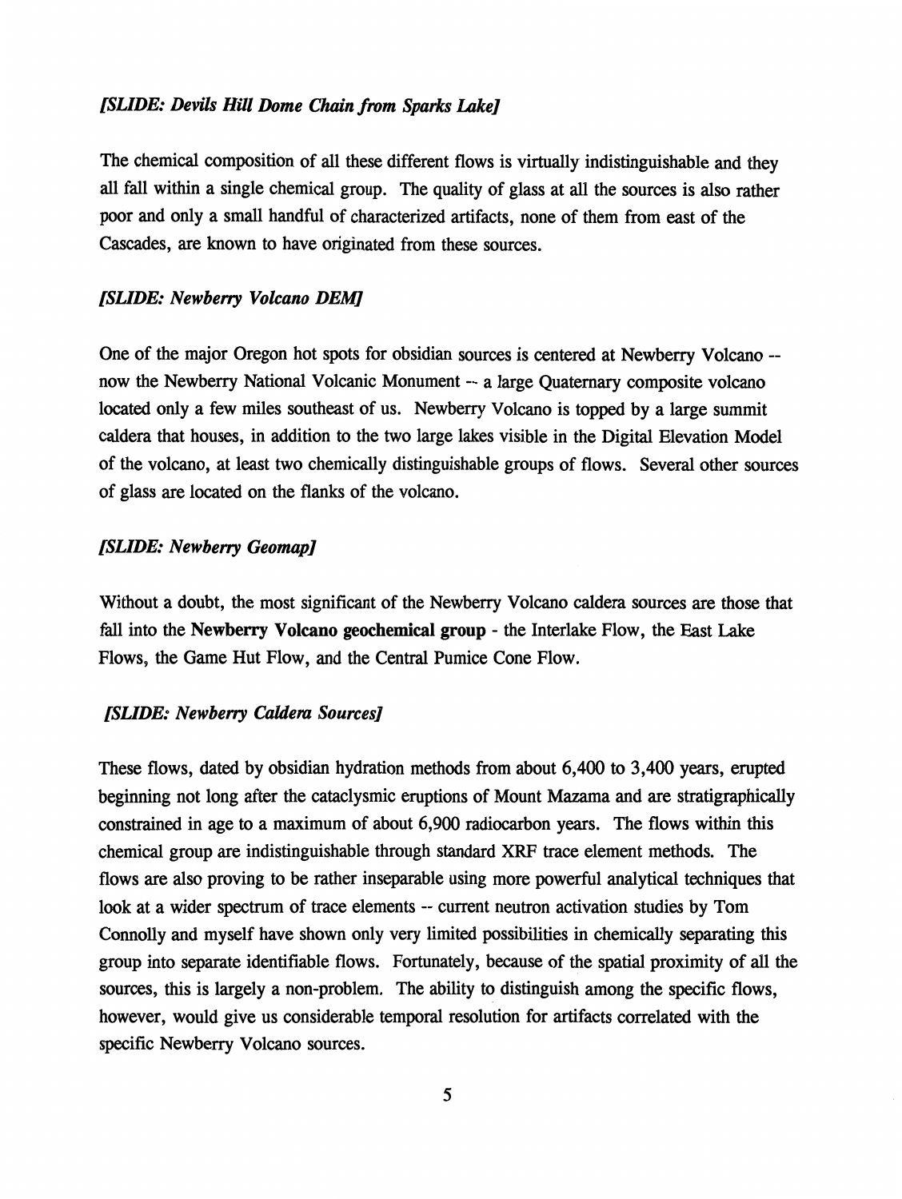*[SLIDE: Devils Hill Dome Chain from Sparks Lake]*

The chemical composition of all these different flows is virtually indistinguishable and they all fall within a single chemical group. The quality of glass at all the sources is also rather poor and only a small handful of characterized artifacts, none of them from east of the Cascades, are known to have originated from these sources.

*[SLIDE: Newberry Volcano DEM]*

One of the major Oregon hot spots for obsidian sources is centered at Newberry Volcano -- now the Newberry National Volcanic Monument -- a large Quaternary composite volcano located only a few miles southeast of us. Newberry Volcano is topped by a large summit caldera that houses, in addition to the two large lakes visible in the Digital Elevation Model of the volcano, at least two chemically distinguishable groups of flows. Several other sources of glass are located on the flanks of the volcano.

*[SLIDE: Newberry Geomap]*

Without a doubt, the most significant of the Newberry Volcano caldera sources are those that fall into the **Newberry Volcano geochemical group** - the Interlake Flow, the East Lake Flows, the Game Hut Flow, and the Central Pumice Cone Flow.

*[SLIDE: Newberry Caldera Sources]*

These flows, dated by obsidian hydration methods from about 6,400 to 3,400 years, erupted beginning not long after the cataclysmic eruptions of Mount Mazama and are stratigraphically constrained in age to a maximum of about 6,900 radiocarbon years. The flows within this chemical group are indistinguishable through standard XRF trace element methods. The flows are also proving to be rather inseparable using more powerful analytical techniques that look at a wider spectrum of trace elements -- current neutron activation studies by Tom Connolly and myself have shown only very limited possibilities in chemically separating this group into separate identifiable flows. Fortunately, because of the spatial proximity of all the sources, this is largely a non-problem. The ability to distinguish among the specific flows, however, would give us considerable temporal resolution for artifacts correlated with the specific Newberry Volcano sources.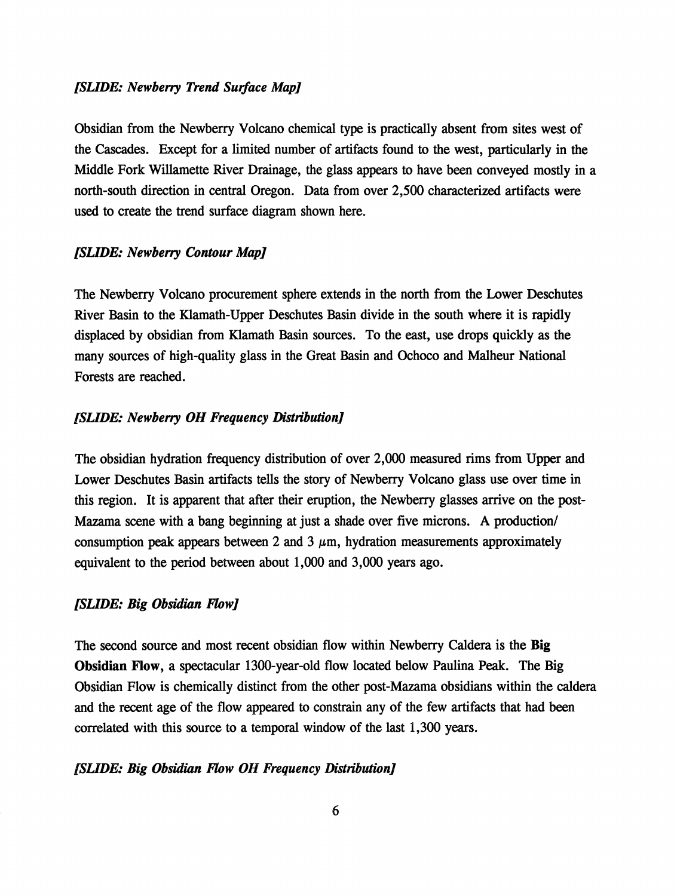*[SLIDE: Newberry Trend Surface Map]*

Obsidian from the Newberry Volcano chemical type is practically absent from sites west of the Cascades. Except for a limited number of artifacts found to the west, particularly in the Middle Fork Willamette River Drainage, the glass appears to have been conveyed mostly in a north-south direction in central Oregon. Data from over 2,500 characterized artifacts were used to create the trend surface diagram shown here.

*[SLIDE: Newberry Contour Map]*

The Newberry Volcano procurement sphere extends in the north from the Lower Deschutes River Basin to the Klamath-Upper Deschutes Basin divide in the south where it is rapidly displaced by obsidian from Klamath Basin sources. To the east, use drops quickly as the many sources of high-quality glass in the Great Basin and Ochoco and Malheur National Forests are reached.

*[SLIDE: Newberry OH Frequency Distribution]*

The obsidian hydration frequency distribution of over 2,000 measured rims from Upper and Lower Deschutes Basin artifacts tells the story of Newberry Volcano glass use over time in this region. It is apparent that after their eruption, the Newberry glasses arrive on the post-Mazama scene with a bang beginning at just a shade over five microns. A production/consumption peak appears between 2 and 3 $\mu$m, hydration measurements approximately equivalent to the period between about 1,000 and 3,000 years ago.

*[SLIDE: Big Obsidian Flow]*

The second source and most recent obsidian flow within Newberry Caldera is the **Big Obsidian Flow**, a spectacular 1300-year-old flow located below Paulina Peak. The Big Obsidian Flow is chemically distinct from the other post-Mazama obsidians within the caldera and the recent age of the flow appeared to constrain any of the few artifacts that had been correlated with this source to a temporal window of the last 1,300 years.

*[SLIDE: Big Obsidian Flow OH Frequency Distribution]*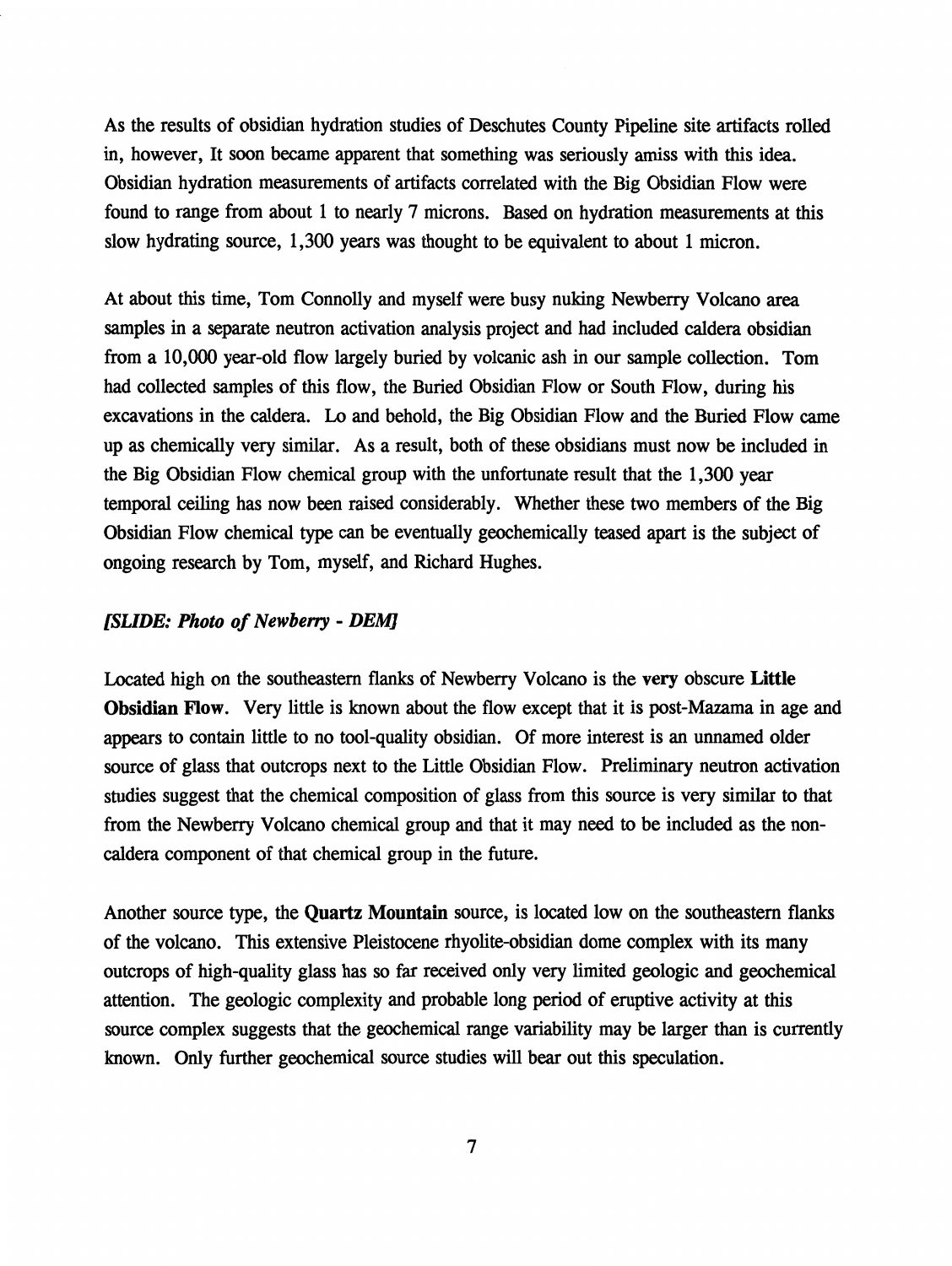As the results of obsidian hydration studies of Deschutes County Pipeline site artifacts rolled in, however, It soon became apparent that something was seriously amiss with this idea. Obsidian hydration measurements of artifacts correlated with the Big Obsidian Flow were found to range from about 1 to nearly 7 microns. Based on hydration measurements at this slow hydrating source, 1,300 years was thought to be equivalent to about 1 micron.

At about this time, Tom Connolly and myself were busy nuking Newberry Volcano area samples in a separate neutron activation analysis project and had included caldera obsidian from a 10,000 year-old flow largely buried by volcanic ash in our sample collection. Tom had collected samples of this flow, the Buried Obsidian Flow or South Flow, during his excavations in the caldera. Lo and behold, the Big Obsidian Flow and the Buried Flow came up as chemically very similar. As a result, both of these obsidians must now be included in the Big Obsidian Flow chemical group with the unfortunate result that the 1,300 year temporal ceiling has now been raised considerably. Whether these two members of the Big Obsidian Flow chemical type can be eventually geochemically teased apart is the subject of ongoing research by Tom, myself, and Richard Hughes.

***[SLIDE: Photo of Newberry - DEM]***

Located high on the southeastern flanks of Newberry Volcano is the **very** obscure **Little Obsidian Flow**. Very little is known about the flow except that it is post-Mazama in age and appears to contain little to no tool-quality obsidian. Of more interest is an unnamed older source of glass that outcrops next to the Little Obsidian Flow. Preliminary neutron activation studies suggest that the chemical composition of glass from this source is very similar to that from the Newberry Volcano chemical group and that it may need to be included as the non-caldera component of that chemical group in the future.

Another source type, the **Quartz Mountain** source, is located low on the southeastern flanks of the volcano. This extensive Pleistocene rhyolite-obsidian dome complex with its many outcrops of high-quality glass has so far received only very limited geologic and geochemical attention. The geologic complexity and probable long period of eruptive activity at this source complex suggests that the geochemical range variability may be larger than is currently known. Only further geochemical source studies will bear out this speculation.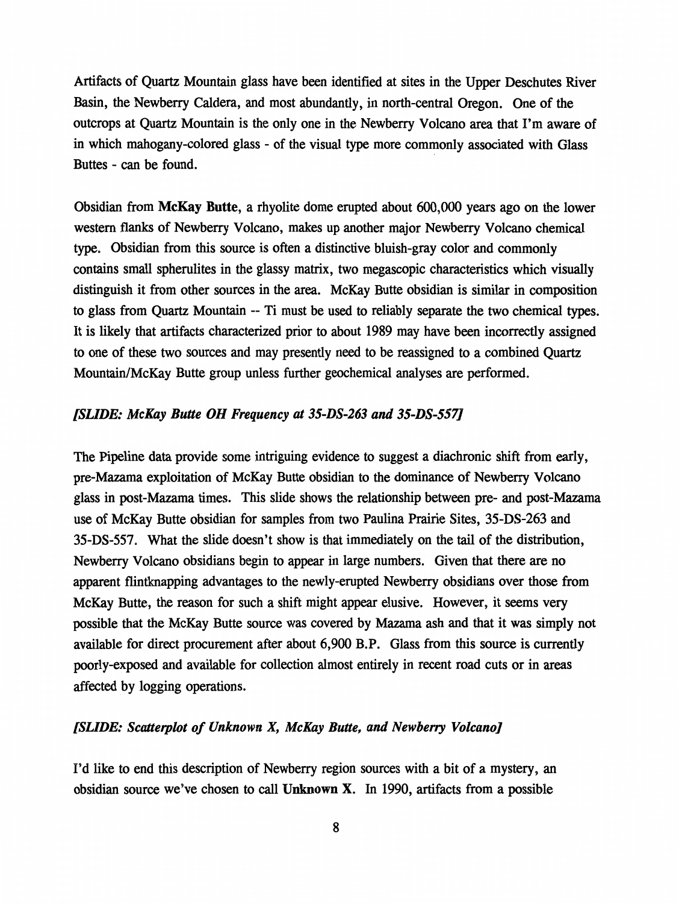Artifacts of Quartz Mountain glass have been identified at sites in the Upper Deschutes River Basin, the Newberry Caldera, and most abundantly, in north-central Oregon. One of the outcrops at Quartz Mountain is the only one in the Newberry Volcano area that I'm aware of in which mahogany-colored glass - of the visual type more commonly associated with Glass Buttes - can be found.

Obsidian from **McKay Butte**, a rhyolite dome erupted about 600,000 years ago on the lower western flanks of Newberry Volcano, makes up another major Newberry Volcano chemical type. Obsidian from this source is often a distinctive bluish-gray color and commonly contains small spherulites in the glassy matrix, two megascopic characteristics which visually distinguish it from other sources in the area. McKay Butte obsidian is similar in composition to glass from Quartz Mountain -- Ti must be used to reliably separate the two chemical types. It is likely that artifacts characterized prior to about 1989 may have been incorrectly assigned to one of these two sources and may presently need to be reassigned to a combined Quartz Mountain/McKay Butte group unless further geochemical analyses are performed.

*[SLIDE: McKay Butte OH Frequency at 35-DS-263 and 35-DS-557]*

The Pipeline data provide some intriguing evidence to suggest a diachronic shift from early, pre-Mazama exploitation of McKay Butte obsidian to the dominance of Newberry Volcano glass in post-Mazama times. This slide shows the relationship between pre- and post-Mazama use of McKay Butte obsidian for samples from two Paulina Prairie Sites, 35-DS-263 and 35-DS-557. What the slide doesn't show is that immediately on the tail of the distribution, Newberry Volcano obsidians begin to appear in large numbers. Given that there are no apparent flintknapping advantages to the newly-erupted Newberry obsidians over those from McKay Butte, the reason for such a shift might appear elusive. However, it seems very possible that the McKay Butte source was covered by Mazama ash and that it was simply not available for direct procurement after about 6,900 B.P. Glass from this source is currently poorly-exposed and available for collection almost entirely in recent road cuts or in areas affected by logging operations.

*[SLIDE: Scatterplot of Unknown X, McKay Butte, and Newberry Volcano]*

I'd like to end this description of Newberry region sources with a bit of a mystery, an obsidian source we've chosen to call **Unknown X**. In 1990, artifacts from a possible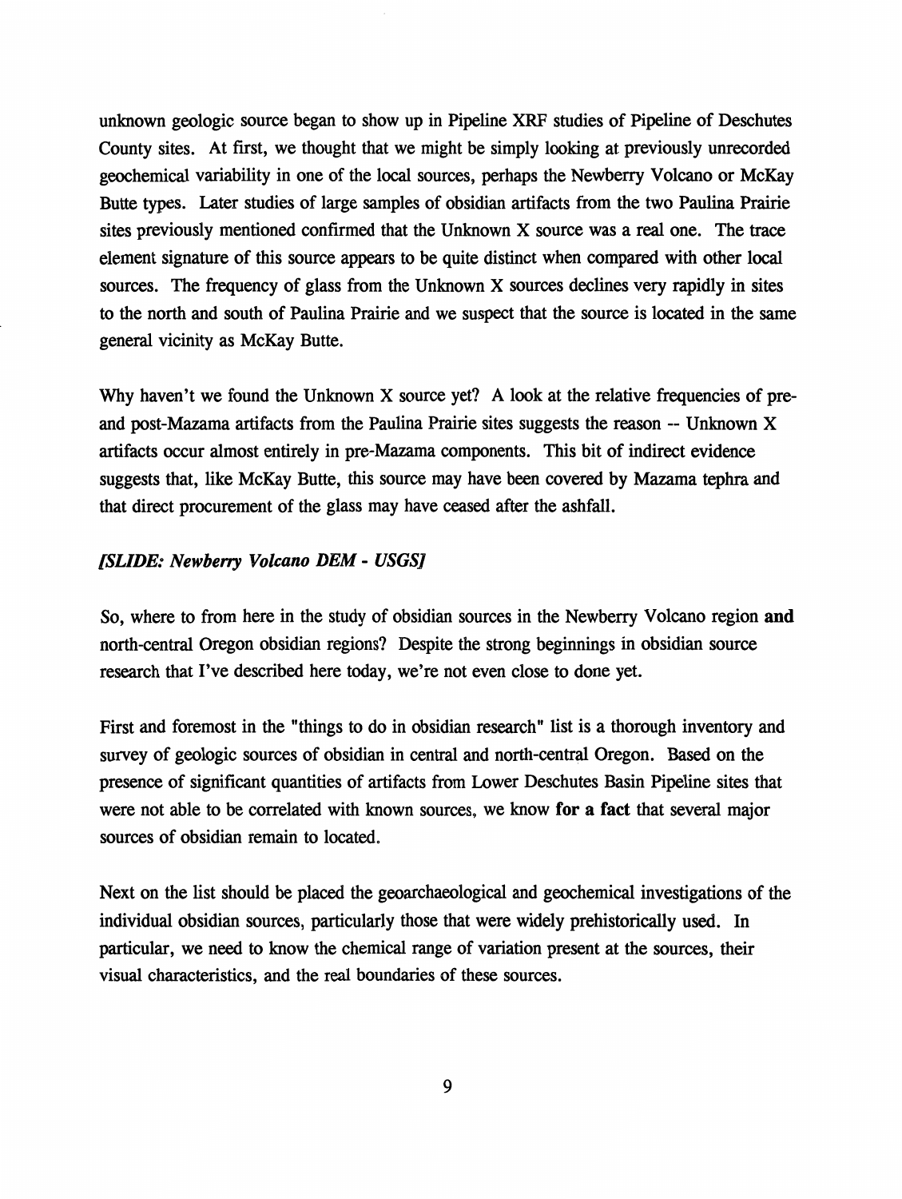unknown geologic source began to show up in Pipeline XRF studies of Pipeline of Deschutes County sites. At first, we thought that we might be simply looking at previously unrecorded geochemical variability in one of the local sources, perhaps the Newberry Volcano or McKay Butte types. Later studies of large samples of obsidian artifacts from the two Paulina Prairie sites previously mentioned confirmed that the Unknown X source was a real one. The trace element signature of this source appears to be quite distinct when compared with other local sources. The frequency of glass from the Unknown X sources declines very rapidly in sites to the north and south of Paulina Prairie and we suspect that the source is located in the same general vicinity as McKay Butte.

Why haven't we found the Unknown X source yet? A look at the relative frequencies of pre- and post-Mazama artifacts from the Paulina Prairie sites suggests the reason -- Unknown X artifacts occur almost entirely in pre-Mazama components. This bit of indirect evidence suggests that, like McKay Butte, this source may have been covered by Mazama tephra and that direct procurement of the glass may have ceased after the ashfall.

*[SLIDE: Newberry Volcano DEM - USGS]*

So, where to from here in the study of obsidian sources in the Newberry Volcano region **and** north-central Oregon obsidian regions? Despite the strong beginnings in obsidian source research that I've described here today, we're not even close to done yet.

First and foremost in the "things to do in obsidian research" list is a thorough inventory and survey of geologic sources of obsidian in central and north-central Oregon. Based on the presence of significant quantities of artifacts from Lower Deschutes Basin Pipeline sites that were not able to be correlated with known sources, we know **for a fact** that several major sources of obsidian remain to located.

Next on the list should be placed the geoarchaeological and geochemical investigations of the individual obsidian sources, particularly those that were widely prehistorically used. In particular, we need to know the chemical range of variation present at the sources, their visual characteristics, and the real boundaries of these sources.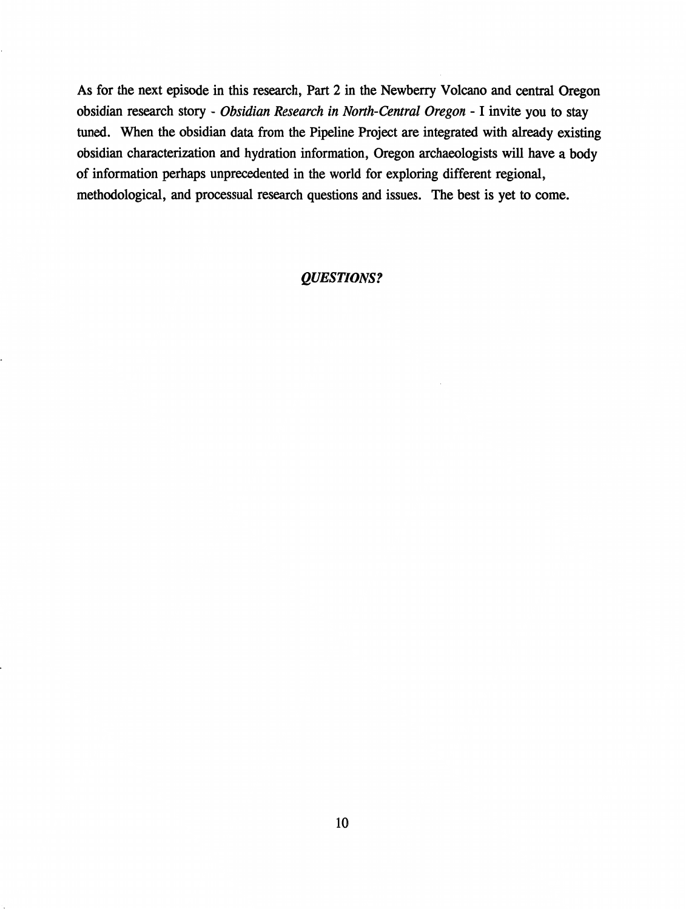As for the next episode in this research, Part 2 in the Newberry Volcano and central Oregon obsidian research story - *Obsidian Research in North-Central Oregon* - I invite you to stay tuned. When the obsidian data from the Pipeline Project are integrated with already existing obsidian characterization and hydration information, Oregon archaeologists will have a body of information perhaps unprecedented in the world for exploring different regional, methodological, and processual research questions and issues. The best is yet to come.

***QUESTIONS?***